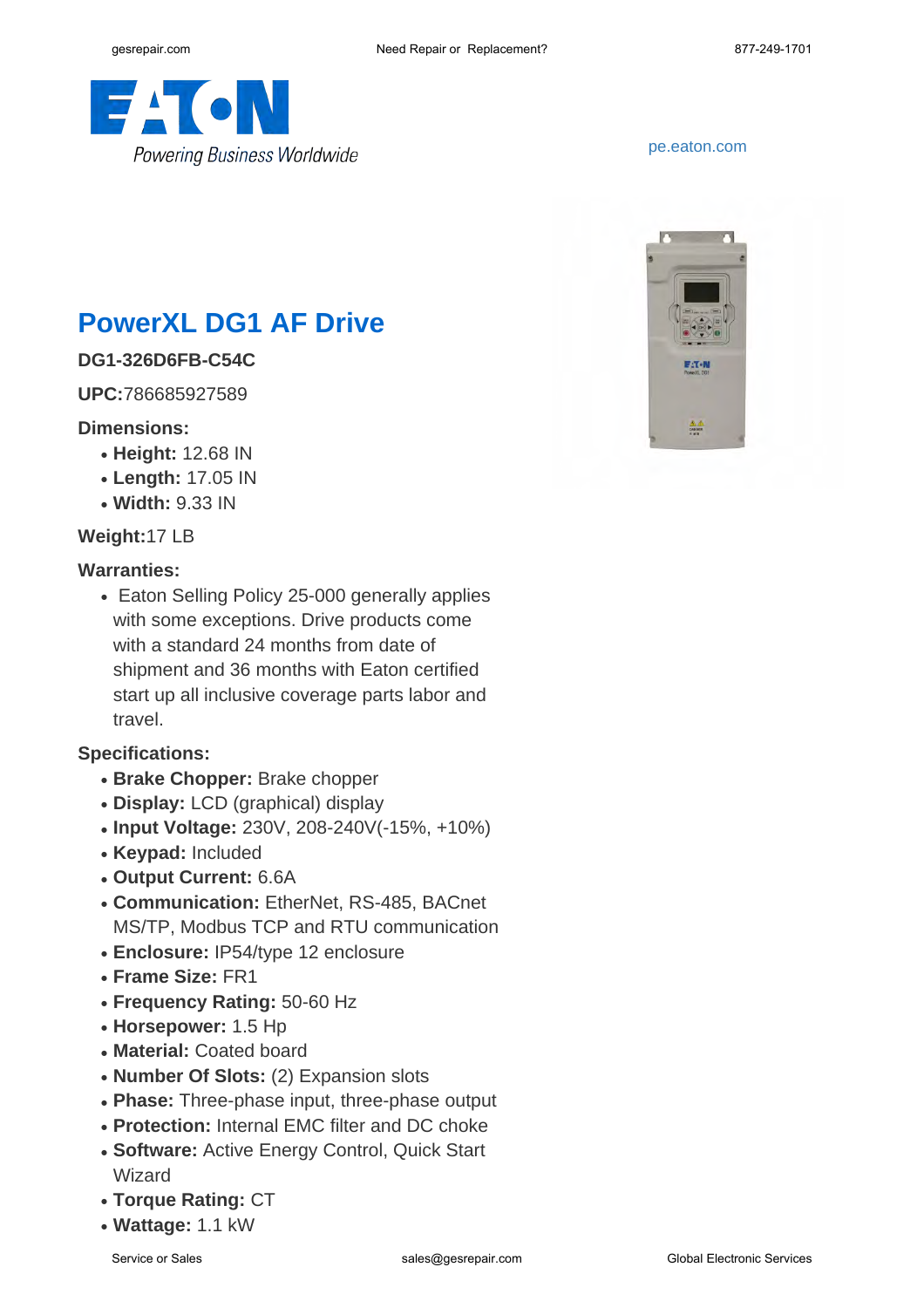pe.eaton.com

# PowerXL DG1 AF Drive

**DG1-326D6FB-C54C**

**UPC:**786685927589

**Dimensions:**

- **Height:** 12.68 IN
- **Length:** 17.05 IN
- **Width:** 9.33 IN

**Weight:**17 LB

**Warranties:**

- Eaton Selling Policy 25-000 generally applies with some exceptions. Drive products come with a standard 24 months from date of shipment and 36 months with Eaton certified start up all inclusive coverage parts labor and travel.

**Specifications:**

- **Brake Chopper:** Brake chopper
- **Display:** LCD (graphical) display
- **Input Voltage:** 230V, 208-240V(-15%, +10%)
- **Keypad:** Included
- **Output Current:** 6.6A
- **Communication:** EtherNet, RS-485, BACnet MS/TP, Modbus TCP and RTU communication
- **Enclosure:** IP54/type 12 enclosure
- **Frame Size:** FR1
- **Frequency Rating:** 50-60 Hz
- **Horsepower:** 1.5 Hp
- **Material:** Coated board
- **Number Of Slots:** (2) Expansion slots
- **Phase:** Three-phase input, three-phase output
- **Protection:** Internal EMC filter and DC choke
- **Software:** Active Energy Control, Quick Start Wizard
- **Torque Rating:** CT
- **Wattage:** 1.1 kW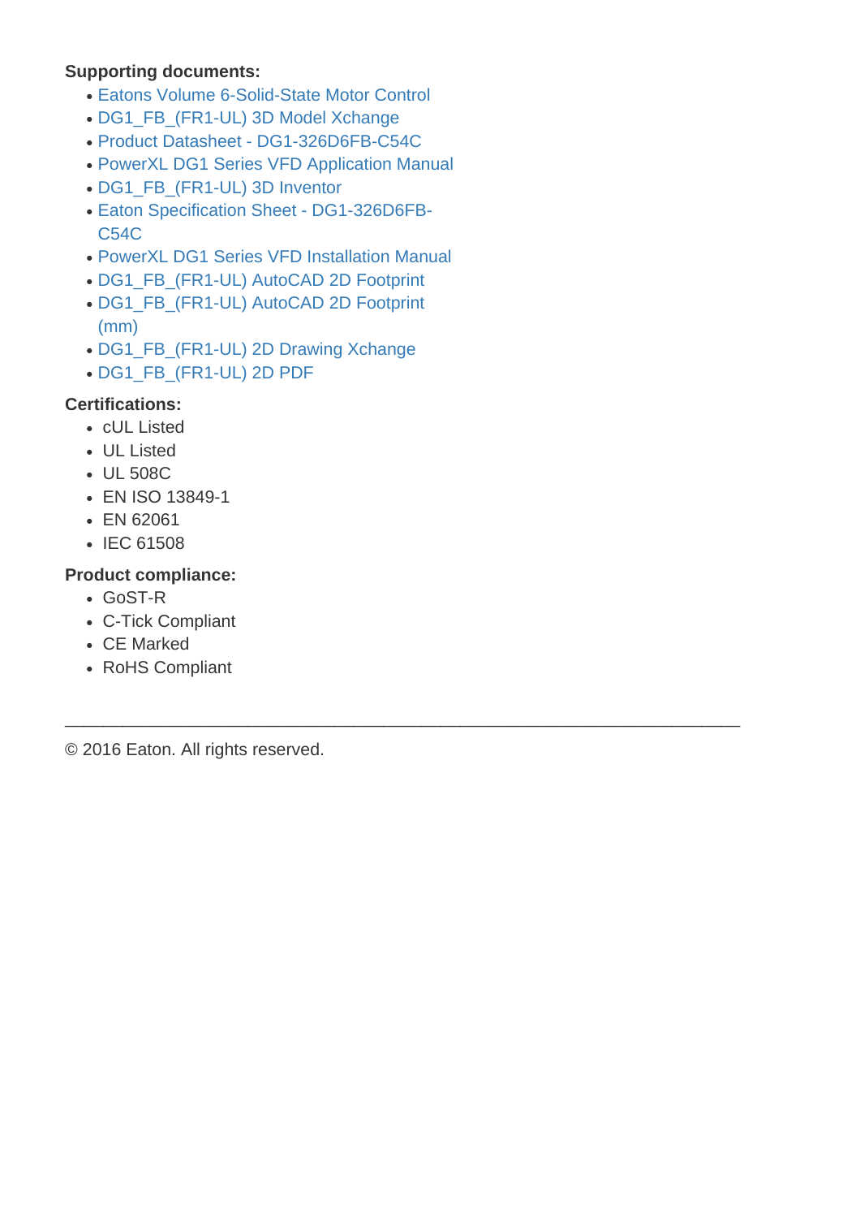**Supporting documents:**

- Eatons Volume 6-Solid-State Motor Control
- DG1_FB_(FR1-UL) 3D Model Xchange
- Product Datasheet - DG1-326D6FB-C54C
- PowerXL DG1 Series VFD Application Manual
- DG1_FB_(FR1-UL) 3D Inventor
- Eaton Specification Sheet - DG1-326D6FB-C54C
- PowerXL DG1 Series VFD Installation Manual
- DG1_FB_(FR1-UL) AutoCAD 2D Footprint
- DG1_FB_(FR1-UL) AutoCAD 2D Footprint (mm)
- DG1_FB_(FR1-UL) 2D Drawing Xchange
- DG1_FB_(FR1-UL) 2D PDF

**Certifications:**

- cUL Listed
- UL Listed
- UL 508C
- EN ISO 13849-1
- EN 62061
- IEC 61508

**Product compliance:**

- GoST-R
- C-Tick Compliant
- CE Marked
- RoHS Compliant

---

© 2016 Eaton. All rights reserved.